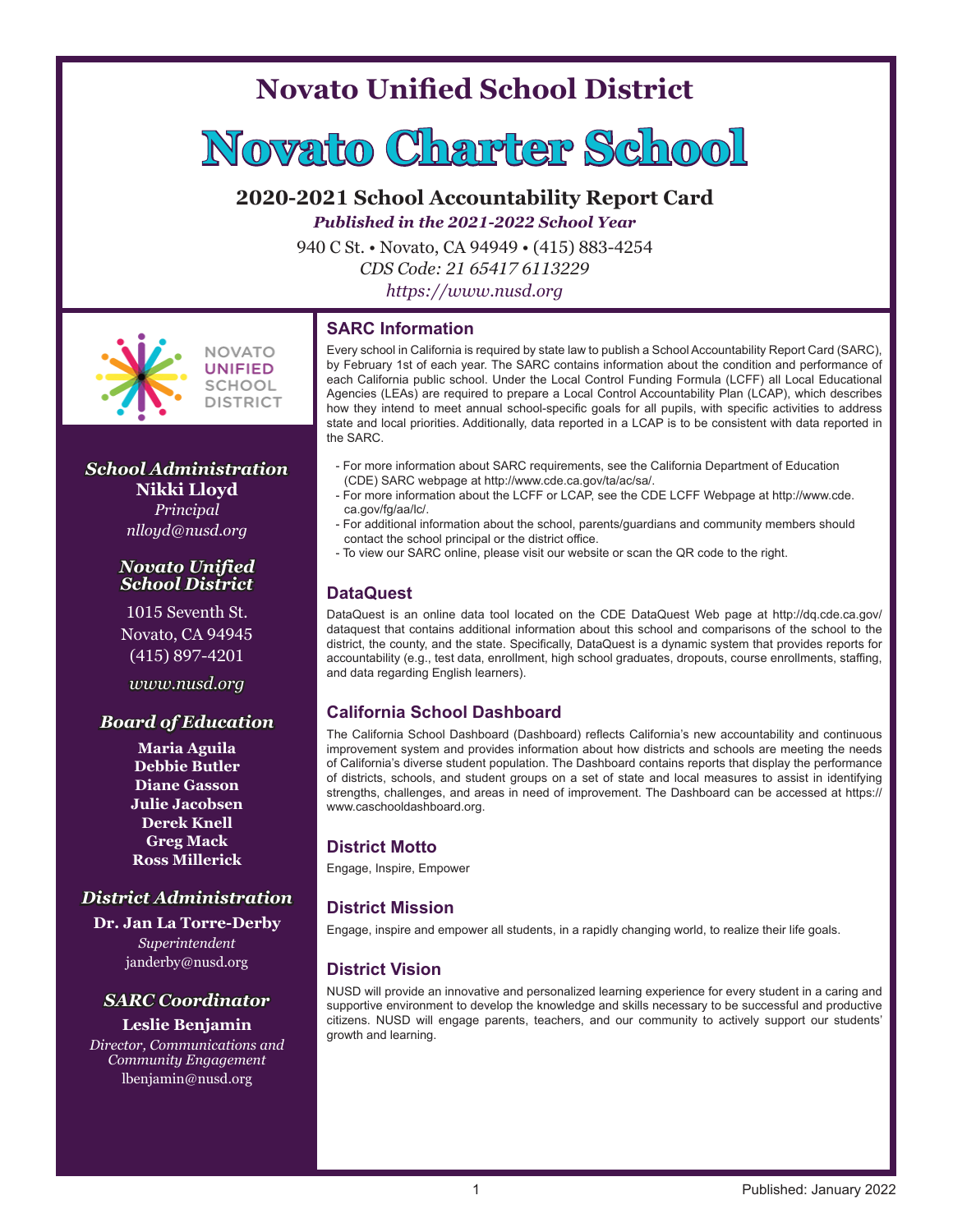# Novato Unified School District

# Novato Charter School

## 2020-2021 School Accountability Report Card

***Published in the 2021-2022 School Year***

940 C St. • Novato, CA 94949 • (415) 883-4254

*CDS Code: 21 65417 6113229*

*https://www.nusd.org*

NOVATO UNIFIED SCHOOL DISTRICT

***School Administration***

**Nikki Lloyd**
*Principal*
*nlloyd@nusd.org*

***Novato Unified School District***

1015 Seventh St.
Novato, CA 94945
(415) 897-4201

*www.nusd.org*

***Board of Education***

**Maria Aguila**
**Debbie Butler**
**Diane Gasson**
**Julie Jacobsen**
**Derek Knell**
**Greg Mack**
**Ross Millerick**

***District Administration***

**Dr. Jan La Torre-Derby**
*Superintendent*
janderby@nusd.org

***SARC Coordinator***

**Leslie Benjamin**
*Director, Communications and Community Engagement*
lbenjamin@nusd.org

### SARC Information

Every school in California is required by state law to publish a School Accountability Report Card (SARC), by February 1st of each year. The SARC contains information about the condition and performance of each California public school. Under the Local Control Funding Formula (LCFF) all Local Educational Agencies (LEAs) are required to prepare a Local Control Accountability Plan (LCAP), which describes how they intend to meet annual school-specific goals for all pupils, with specific activities to address state and local priorities. Additionally, data reported in a LCAP is to be consistent with data reported in the SARC.

- For more information about SARC requirements, see the California Department of Education (CDE) SARC webpage at http://www.cde.ca.gov/ta/ac/sa/.
- For more information about the LCFF or LCAP, see the CDE LCFF Webpage at http://www.cde.ca.gov/fg/aa/lc/.
- For additional information about the school, parents/guardians and community members should contact the school principal or the district office.
- To view our SARC online, please visit our website or scan the QR code to the right.

### DataQuest

DataQuest is an online data tool located on the CDE DataQuest Web page at http://dq.cde.ca.gov/dataquest that contains additional information about this school and comparisons of the school to the district, the county, and the state. Specifically, DataQuest is a dynamic system that provides reports for accountability (e.g., test data, enrollment, high school graduates, dropouts, course enrollments, staffing, and data regarding English learners).

### California School Dashboard

The California School Dashboard (Dashboard) reflects California's new accountability and continuous improvement system and provides information about how districts and schools are meeting the needs of California's diverse student population. The Dashboard contains reports that display the performance of districts, schools, and student groups on a set of state and local measures to assist in identifying strengths, challenges, and areas in need of improvement. The Dashboard can be accessed at https://www.caschooldashboard.org.

### District Motto

Engage, Inspire, Empower

### District Mission

Engage, inspire and empower all students, in a rapidly changing world, to realize their life goals.

### District Vision

NUSD will provide an innovative and personalized learning experience for every student in a caring and supportive environment to develop the knowledge and skills necessary to be successful and productive citizens. NUSD will engage parents, teachers, and our community to actively support our students' growth and learning.

Published: January 2022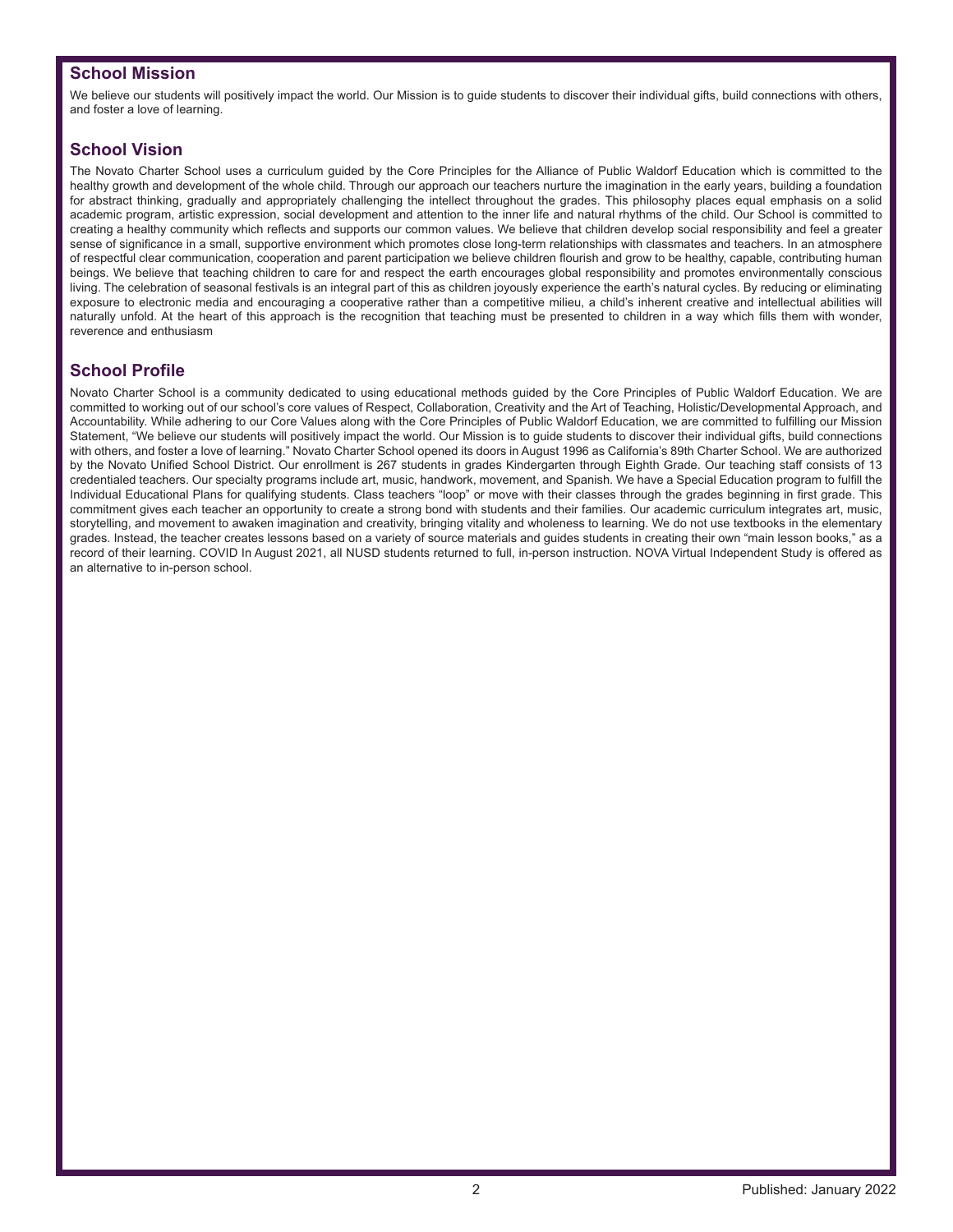## School Mission

We believe our students will positively impact the world. Our Mission is to guide students to discover their individual gifts, build connections with others, and foster a love of learning.

## School Vision

The Novato Charter School uses a curriculum guided by the Core Principles for the Alliance of Public Waldorf Education which is committed to the healthy growth and development of the whole child. Through our approach our teachers nurture the imagination in the early years, building a foundation for abstract thinking, gradually and appropriately challenging the intellect throughout the grades. This philosophy places equal emphasis on a solid academic program, artistic expression, social development and attention to the inner life and natural rhythms of the child. Our School is committed to creating a healthy community which reflects and supports our common values. We believe that children develop social responsibility and feel a greater sense of significance in a small, supportive environment which promotes close long-term relationships with classmates and teachers. In an atmosphere of respectful clear communication, cooperation and parent participation we believe children flourish and grow to be healthy, capable, contributing human beings. We believe that teaching children to care for and respect the earth encourages global responsibility and promotes environmentally conscious living. The celebration of seasonal festivals is an integral part of this as children joyously experience the earth's natural cycles. By reducing or eliminating exposure to electronic media and encouraging a cooperative rather than a competitive milieu, a child's inherent creative and intellectual abilities will naturally unfold. At the heart of this approach is the recognition that teaching must be presented to children in a way which fills them with wonder, reverence and enthusiasm

## School Profile

Novato Charter School is a community dedicated to using educational methods guided by the Core Principles of Public Waldorf Education. We are committed to working out of our school's core values of Respect, Collaboration, Creativity and the Art of Teaching, Holistic/Developmental Approach, and Accountability. While adhering to our Core Values along with the Core Principles of Public Waldorf Education, we are committed to fulfilling our Mission Statement, "We believe our students will positively impact the world. Our Mission is to guide students to discover their individual gifts, build connections with others, and foster a love of learning." Novato Charter School opened its doors in August 1996 as California's 89th Charter School. We are authorized by the Novato Unified School District. Our enrollment is 267 students in grades Kindergarten through Eighth Grade. Our teaching staff consists of 13 credentialed teachers. Our specialty programs include art, music, handwork, movement, and Spanish. We have a Special Education program to fulfill the Individual Educational Plans for qualifying students. Class teachers "loop" or move with their classes through the grades beginning in first grade. This commitment gives each teacher an opportunity to create a strong bond with students and their families. Our academic curriculum integrates art, music, storytelling, and movement to awaken imagination and creativity, bringing vitality and wholeness to learning. We do not use textbooks in the elementary grades. Instead, the teacher creates lessons based on a variety of source materials and guides students in creating their own "main lesson books," as a record of their learning. COVID In August 2021, all NUSD students returned to full, in-person instruction. NOVA Virtual Independent Study is offered as an alternative to in-person school.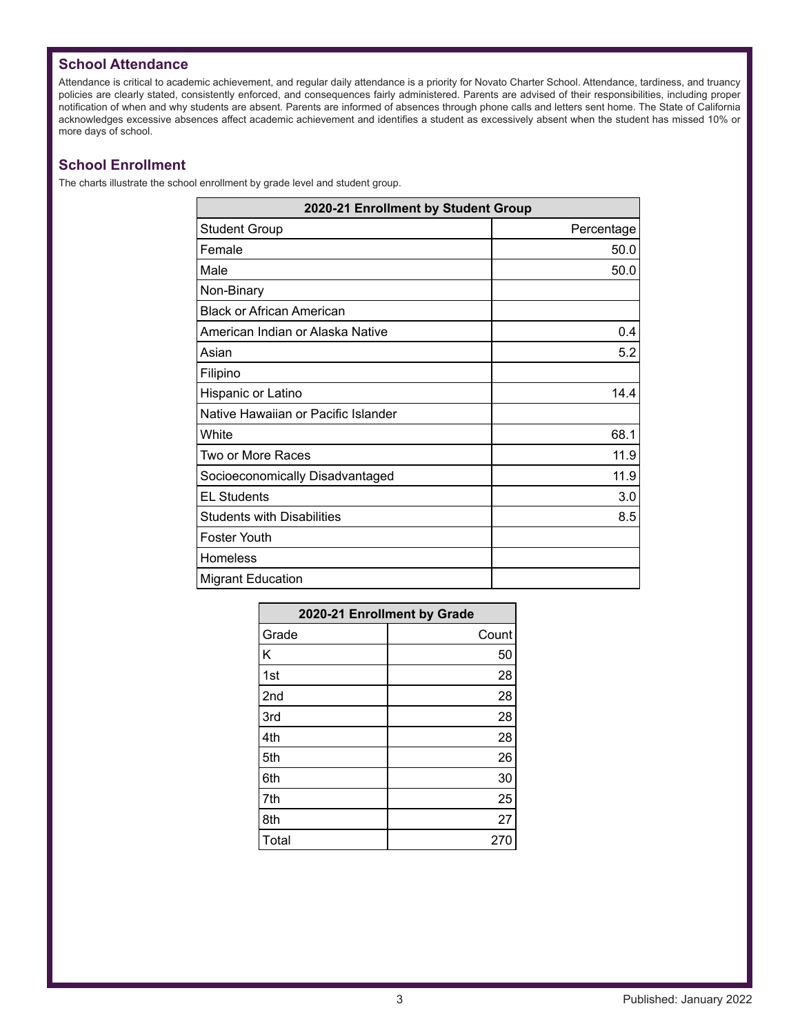## School Attendance

Attendance is critical to academic achievement, and regular daily attendance is a priority for Novato Charter School. Attendance, tardiness, and truancy policies are clearly stated, consistently enforced, and consequences fairly administered. Parents are advised of their responsibilities, including proper notification of when and why students are absent. Parents are informed of absences through phone calls and letters sent home. The State of California acknowledges excessive absences affect academic achievement and identifies a student as excessively absent when the student has missed 10% or more days of school.

## School Enrollment

The charts illustrate the school enrollment by grade level and student group.

| 2020-21 Enrollment by Student Group | |
|---|---|
| Student Group | Percentage |
| Female | 50.0 |
| Male | 50.0 |
| Non-Binary | |
| Black or African American | |
| American Indian or Alaska Native | 0.4 |
| Asian | 5.2 |
| Filipino | |
| Hispanic or Latino | 14.4 |
| Native Hawaiian or Pacific Islander | |
| White | 68.1 |
| Two or More Races | 11.9 |
| Socioeconomically Disadvantaged | 11.9 |
| EL Students | 3.0 |
| Students with Disabilities | 8.5 |
| Foster Youth | |
| Homeless | |
| Migrant Education | |

| 2020-21 Enrollment by Grade | |
|---|---|
| Grade | Count |
| K | 50 |
| 1st | 28 |
| 2nd | 28 |
| 3rd | 28 |
| 4th | 28 |
| 5th | 26 |
| 6th | 30 |
| 7th | 25 |
| 8th | 27 |
| Total | 270 |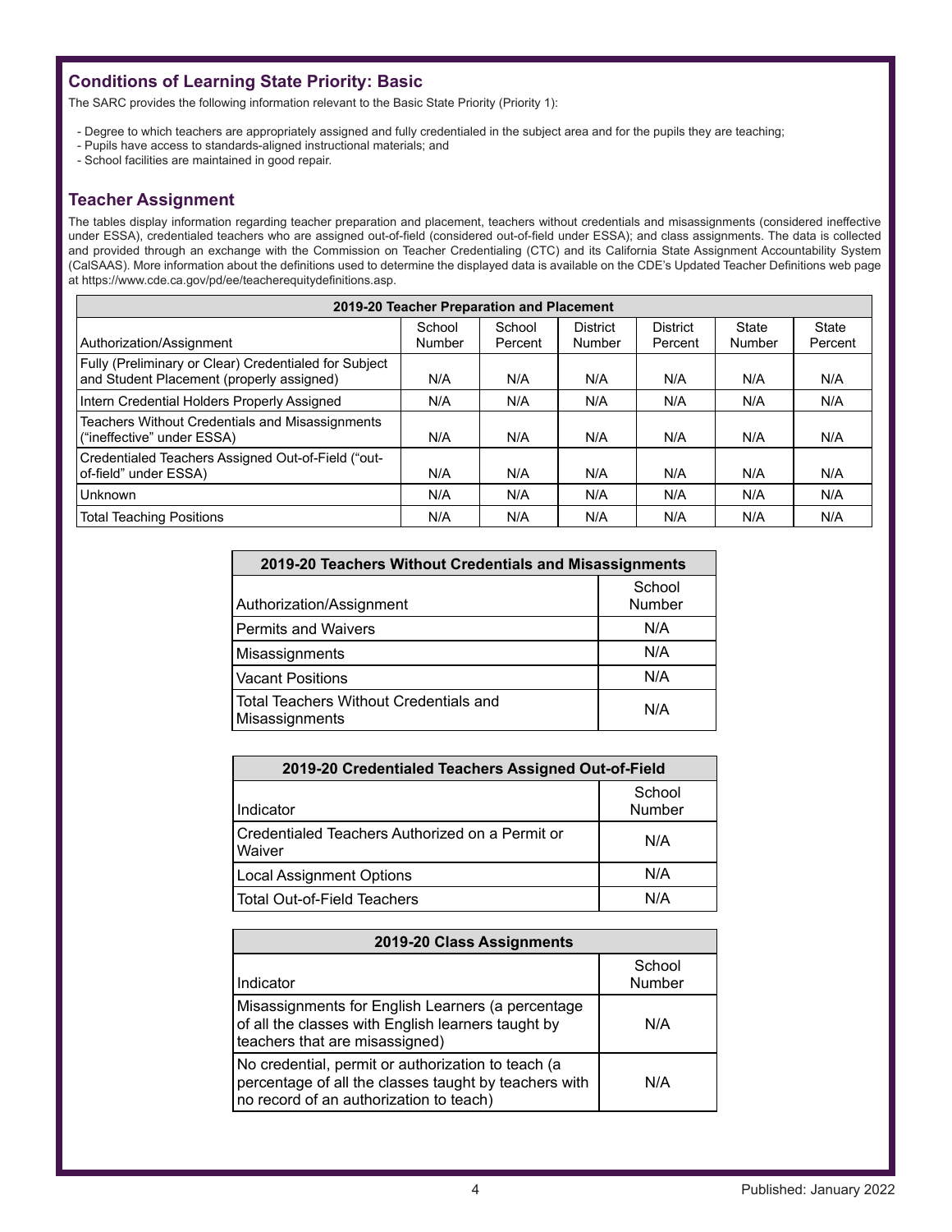## Conditions of Learning State Priority: Basic

The SARC provides the following information relevant to the Basic State Priority (Priority 1):

- Degree to which teachers are appropriately assigned and fully credentialed in the subject area and for the pupils they are teaching;
- Pupils have access to standards-aligned instructional materials; and
- School facilities are maintained in good repair.

## Teacher Assignment

The tables display information regarding teacher preparation and placement, teachers without credentials and misassignments (considered ineffective under ESSA), credentialed teachers who are assigned out-of-field (considered out-of-field under ESSA); and class assignments. The data is collected and provided through an exchange with the Commission on Teacher Credentialing (CTC) and its California State Assignment Accountability System (CalSAAS). More information about the definitions used to determine the displayed data is available on the CDE's Updated Teacher Definitions web page at https://www.cde.ca.gov/pd/ee/teacherequitydefinitions.asp.

**2019-20 Teacher Preparation and Placement**

| Authorization/Assignment | School Number | School Percent | District Number | District Percent | State Number | State Percent |
|---|---|---|---|---|---|---|
| Fully (Preliminary or Clear) Credentialed for Subject and Student Placement (properly assigned) | N/A | N/A | N/A | N/A | N/A | N/A |
| Intern Credential Holders Properly Assigned | N/A | N/A | N/A | N/A | N/A | N/A |
| Teachers Without Credentials and Misassignments ("ineffective" under ESSA) | N/A | N/A | N/A | N/A | N/A | N/A |
| Credentialed Teachers Assigned Out-of-Field ("out-of-field" under ESSA) | N/A | N/A | N/A | N/A | N/A | N/A |
| Unknown | N/A | N/A | N/A | N/A | N/A | N/A |
| Total Teaching Positions | N/A | N/A | N/A | N/A | N/A | N/A |

**2019-20 Teachers Without Credentials and Misassignments**

| Authorization/Assignment | School Number |
|---|---|
| Permits and Waivers | N/A |
| Misassignments | N/A |
| Vacant Positions | N/A |
| Total Teachers Without Credentials and Misassignments | N/A |

**2019-20 Credentialed Teachers Assigned Out-of-Field**

| Indicator | School Number |
|---|---|
| Credentialed Teachers Authorized on a Permit or Waiver | N/A |
| Local Assignment Options | N/A |
| Total Out-of-Field Teachers | N/A |

**2019-20 Class Assignments**

| Indicator | School Number |
|---|---|
| Misassignments for English Learners (a percentage of all the classes with English learners taught by teachers that are misassigned) | N/A |
| No credential, permit or authorization to teach (a percentage of all the classes taught by teachers with no record of an authorization to teach) | N/A |

Published: January 2022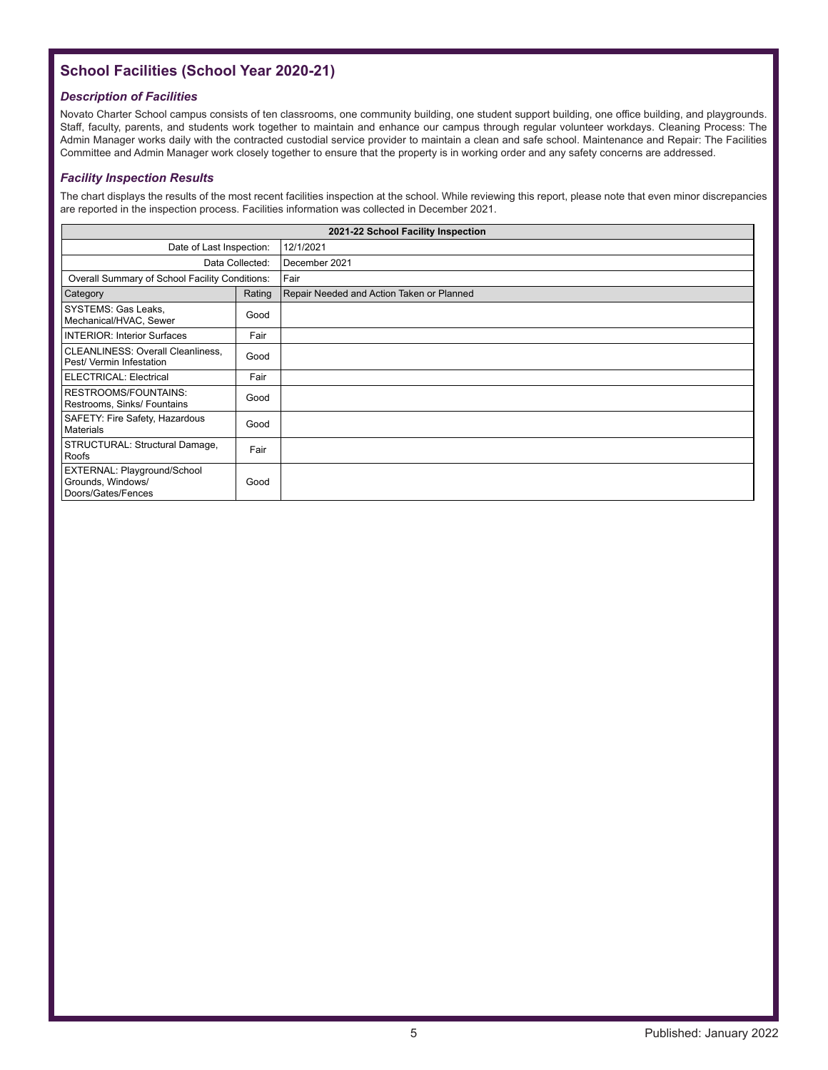## School Facilities (School Year 2020-21)

### *Description of Facilities*

Novato Charter School campus consists of ten classrooms, one community building, one student support building, one office building, and playgrounds. Staff, faculty, parents, and students work together to maintain and enhance our campus through regular volunteer workdays. Cleaning Process: The Admin Manager works daily with the contracted custodial service provider to maintain a clean and safe school. Maintenance and Repair: The Facilities Committee and Admin Manager work closely together to ensure that the property is in working order and any safety concerns are addressed.

### *Facility Inspection Results*

The chart displays the results of the most recent facilities inspection at the school. While reviewing this report, please note that even minor discrepancies are reported in the inspection process. Facilities information was collected in December 2021.

| 2021-22 School Facility Inspection | | |
|---|---|---|
| Date of Last Inspection: | | 12/1/2021 |
| Data Collected: | | December 2021 |
| Overall Summary of School Facility Conditions: | | Fair |
| Category | Rating | Repair Needed and Action Taken or Planned |
| SYSTEMS: Gas Leaks, Mechanical/HVAC, Sewer | Good | |
| INTERIOR: Interior Surfaces | Fair | |
| CLEANLINESS: Overall Cleanliness, Pest/ Vermin Infestation | Good | |
| ELECTRICAL: Electrical | Fair | |
| RESTROOMS/FOUNTAINS: Restrooms, Sinks/ Fountains | Good | |
| SAFETY: Fire Safety, Hazardous Materials | Good | |
| STRUCTURAL: Structural Damage, Roofs | Fair | |
| EXTERNAL: Playground/School Grounds, Windows/ Doors/Gates/Fences | Good | |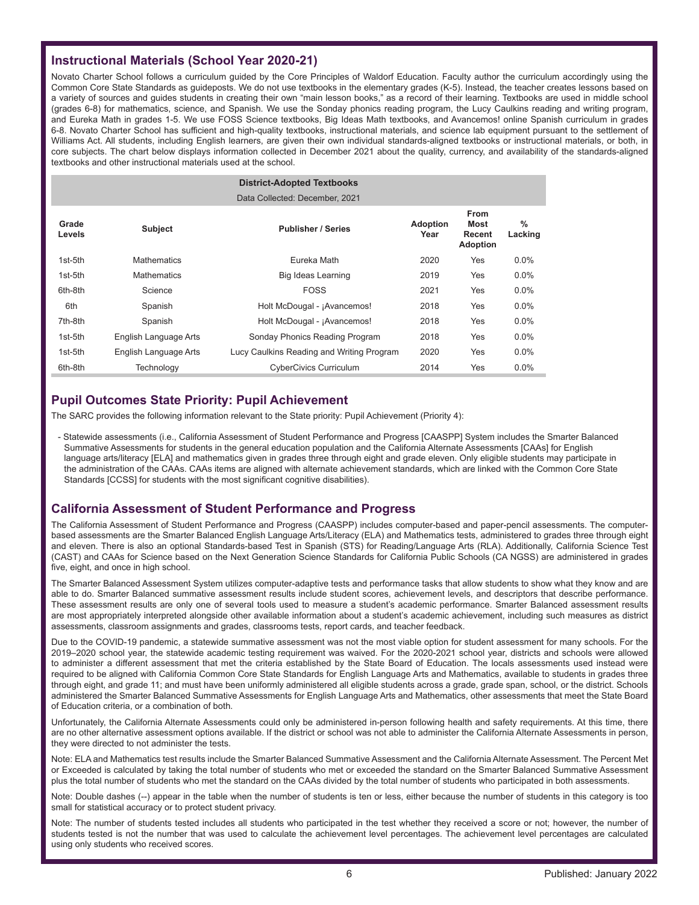## Instructional Materials (School Year 2020-21)

Novato Charter School follows a curriculum guided by the Core Principles of Waldorf Education. Faculty author the curriculum accordingly using the Common Core State Standards as guideposts. We do not use textbooks in the elementary grades (K-5). Instead, the teacher creates lessons based on a variety of sources and guides students in creating their own "main lesson books," as a record of their learning. Textbooks are used in middle school (grades 6-8) for mathematics, science, and Spanish. We use the Sonday phonics reading program, the Lucy Caulkins reading and writing program, and Eureka Math in grades 1-5. We use FOSS Science textbooks, Big Ideas Math textbooks, and Avancemos! online Spanish curriculum in grades 6-8. Novato Charter School has sufficient and high-quality textbooks, instructional materials, and science lab equipment pursuant to the settlement of Williams Act. All students, including English learners, are given their own individual standards-aligned textbooks or instructional materials, or both, in core subjects. The chart below displays information collected in December 2021 about the quality, currency, and availability of the standards-aligned textbooks and other instructional materials used at the school.

**District-Adopted Textbooks**

Data Collected: December, 2021

| Grade Levels | Subject | Publisher / Series | Adoption Year | From Most Recent Adoption | % Lacking |
|---|---|---|---|---|---|
| 1st-5th | Mathematics | Eureka Math | 2020 | Yes | 0.0% |
| 1st-5th | Mathematics | Big Ideas Learning | 2019 | Yes | 0.0% |
| 6th-8th | Science | FOSS | 2021 | Yes | 0.0% |
| 6th | Spanish | Holt McDougal - ¡Avancemos! | 2018 | Yes | 0.0% |
| 7th-8th | Spanish | Holt McDougal - ¡Avancemos! | 2018 | Yes | 0.0% |
| 1st-5th | English Language Arts | Sonday Phonics Reading Program | 2018 | Yes | 0.0% |
| 1st-5th | English Language Arts | Lucy Caulkins Reading and Writing Program | 2020 | Yes | 0.0% |
| 6th-8th | Technology | CyberCivics Curriculum | 2014 | Yes | 0.0% |

## Pupil Outcomes State Priority: Pupil Achievement

The SARC provides the following information relevant to the State priority: Pupil Achievement (Priority 4):

- Statewide assessments (i.e., California Assessment of Student Performance and Progress [CAASPP] System includes the Smarter Balanced Summative Assessments for students in the general education population and the California Alternate Assessments [CAAs] for English language arts/literacy [ELA] and mathematics given in grades three through eight and grade eleven. Only eligible students may participate in the administration of the CAAs. CAAs items are aligned with alternate achievement standards, which are linked with the Common Core State Standards [CCSS] for students with the most significant cognitive disabilities).

## California Assessment of Student Performance and Progress

The California Assessment of Student Performance and Progress (CAASPP) includes computer-based and paper-pencil assessments. The computer-based assessments are the Smarter Balanced English Language Arts/Literacy (ELA) and Mathematics tests, administered to grades three through eight and eleven. There is also an optional Standards-based Test in Spanish (STS) for Reading/Language Arts (RLA). Additionally, California Science Test (CAST) and CAAs for Science based on the Next Generation Science Standards for California Public Schools (CA NGSS) are administered in grades five, eight, and once in high school.

The Smarter Balanced Assessment System utilizes computer-adaptive tests and performance tasks that allow students to show what they know and are able to do. Smarter Balanced summative assessment results include student scores, achievement levels, and descriptors that describe performance. These assessment results are only one of several tools used to measure a student's academic performance. Smarter Balanced assessment results are most appropriately interpreted alongside other available information about a student's academic achievement, including such measures as district assessments, classroom assignments and grades, classrooms tests, report cards, and teacher feedback.

Due to the COVID-19 pandemic, a statewide summative assessment was not the most viable option for student assessment for many schools. For the 2019–2020 school year, the statewide academic testing requirement was waived. For the 2020-2021 school year, districts and schools were allowed to administer a different assessment that met the criteria established by the State Board of Education. The locals assessments used instead were required to be aligned with California Common Core State Standards for English Language Arts and Mathematics, available to students in grades three through eight, and grade 11; and must have been uniformly administered all eligible students across a grade, grade span, school, or the district. Schools administered the Smarter Balanced Summative Assessments for English Language Arts and Mathematics, other assessments that meet the State Board of Education criteria, or a combination of both.

Unfortunately, the California Alternate Assessments could only be administered in-person following health and safety requirements. At this time, there are no other alternative assessment options available. If the district or school was not able to administer the California Alternate Assessments in person, they were directed to not administer the tests.

Note: ELA and Mathematics test results include the Smarter Balanced Summative Assessment and the California Alternate Assessment. The Percent Met or Exceeded is calculated by taking the total number of students who met or exceeded the standard on the Smarter Balanced Summative Assessment plus the total number of students who met the standard on the CAAs divided by the total number of students who participated in both assessments.

Note: Double dashes (--) appear in the table when the number of students is ten or less, either because the number of students in this category is too small for statistical accuracy or to protect student privacy.

Note: The number of students tested includes all students who participated in the test whether they received a score or not; however, the number of students tested is not the number that was used to calculate the achievement level percentages. The achievement level percentages are calculated using only students who received scores.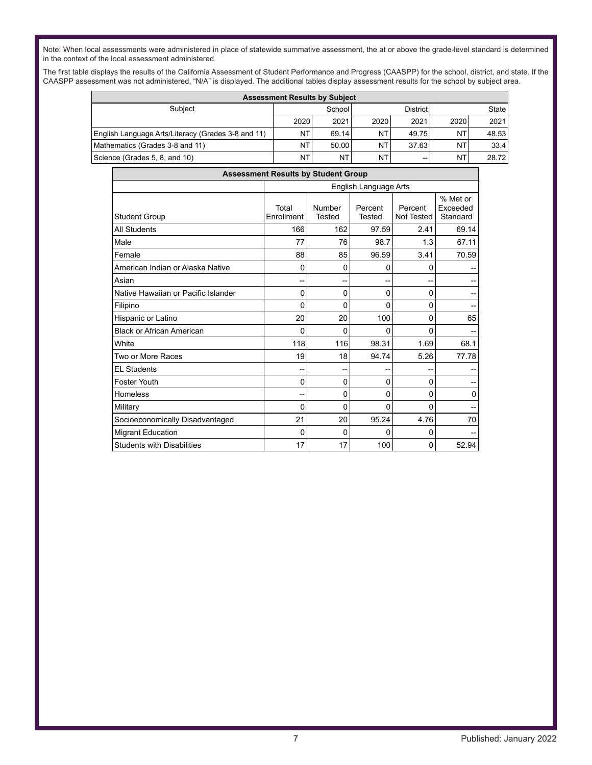Note: When local assessments were administered in place of statewide summative assessment, the at or above the grade-level standard is determined in the context of the local assessment administered.

The first table displays the results of the California Assessment of Student Performance and Progress (CAASPP) for the school, district, and state. If the CAASPP assessment was not administered, "N/A" is displayed. The additional tables display assessment results for the school by subject area.

| Assessment Results by Subject | | | | | | |
|---|---|---|---|---|---|---|
| Subject | School | | District | | State | |
| | 2020 | 2021 | 2020 | 2021 | 2020 | 2021 |
| English Language Arts/Literacy (Grades 3-8 and 11) | NT | 69.14 | NT | 49.75 | NT | 48.53 |
| Mathematics (Grades 3-8 and 11) | NT | 50.00 | NT | 37.63 | NT | 33.4 |
| Science (Grades 5, 8, and 10) | NT | NT | NT | -- | NT | 28.72 |

| Assessment Results by Student Group | | | | | |
|---|---|---|---|---|---|
| | English Language Arts | | | | |
| Student Group | Total Enrollment | Number Tested | Percent Tested | Percent Not Tested | % Met or Exceeded Standard |
| All Students | 166 | 162 | 97.59 | 2.41 | 69.14 |
| Male | 77 | 76 | 98.7 | 1.3 | 67.11 |
| Female | 88 | 85 | 96.59 | 3.41 | 70.59 |
| American Indian or Alaska Native | 0 | 0 | 0 | 0 | -- |
| Asian | -- | -- | -- | -- | -- |
| Native Hawaiian or Pacific Islander | 0 | 0 | 0 | 0 | -- |
| Filipino | 0 | 0 | 0 | 0 | -- |
| Hispanic or Latino | 20 | 20 | 100 | 0 | 65 |
| Black or African American | 0 | 0 | 0 | 0 | -- |
| White | 118 | 116 | 98.31 | 1.69 | 68.1 |
| Two or More Races | 19 | 18 | 94.74 | 5.26 | 77.78 |
| EL Students | -- | -- | -- | -- | -- |
| Foster Youth | 0 | 0 | 0 | 0 | -- |
| Homeless | -- | 0 | 0 | 0 | 0 |
| Military | 0 | 0 | 0 | 0 | -- |
| Socioeconomically Disadvantaged | 21 | 20 | 95.24 | 4.76 | 70 |
| Migrant Education | 0 | 0 | 0 | 0 | -- |
| Students with Disabilities | 17 | 17 | 100 | 0 | 52.94 |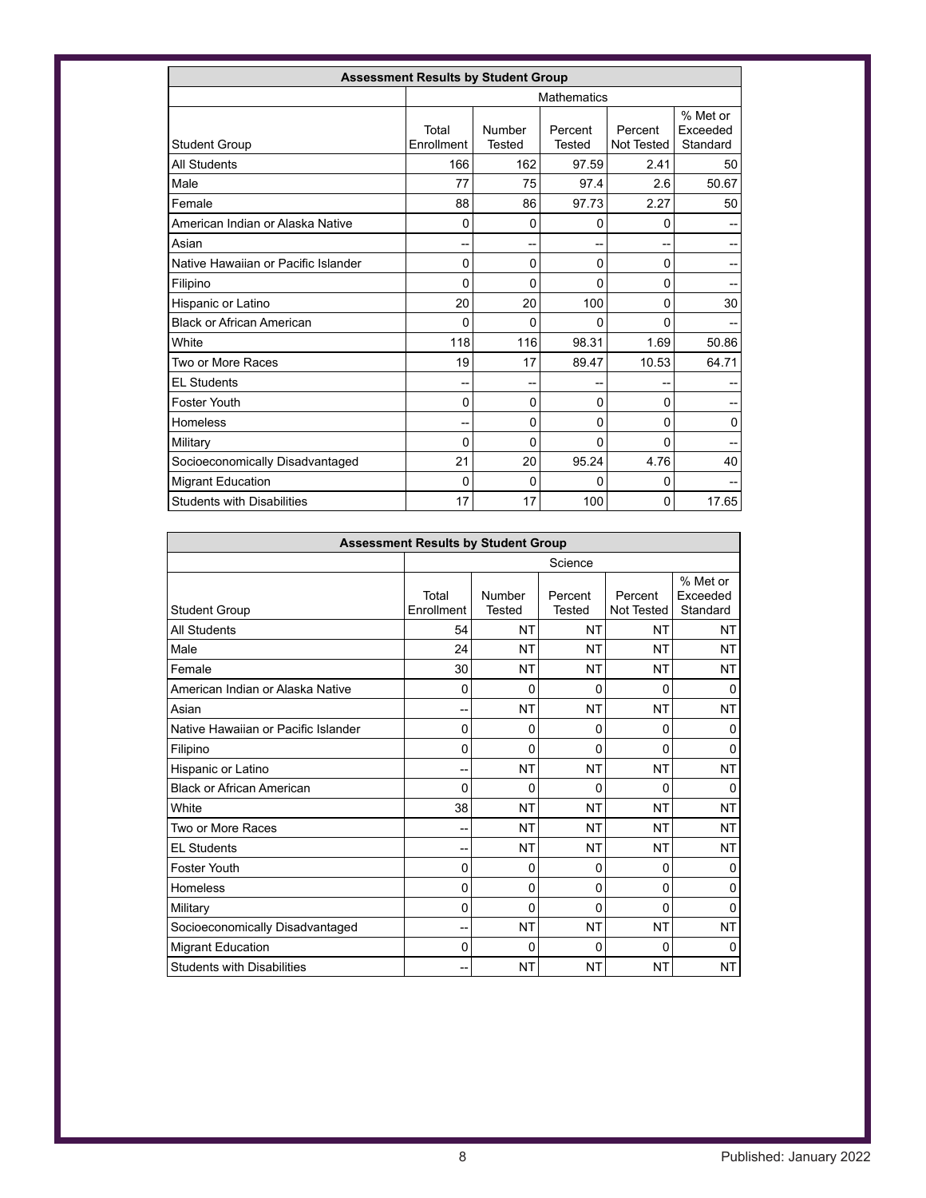| Assessment Results by Student Group | | | | | |
|---|---|---|---|---|---|
| | Mathematics | | | | |
| Student Group | Total Enrollment | Number Tested | Percent Tested | Percent Not Tested | % Met or Exceeded Standard |
| All Students | 166 | 162 | 97.59 | 2.41 | 50 |
| Male | 77 | 75 | 97.4 | 2.6 | 50.67 |
| Female | 88 | 86 | 97.73 | 2.27 | 50 |
| American Indian or Alaska Native | 0 | 0 | 0 | 0 | -- |
| Asian | -- | -- | -- | -- | -- |
| Native Hawaiian or Pacific Islander | 0 | 0 | 0 | 0 | -- |
| Filipino | 0 | 0 | 0 | 0 | -- |
| Hispanic or Latino | 20 | 20 | 100 | 0 | 30 |
| Black or African American | 0 | 0 | 0 | 0 | -- |
| White | 118 | 116 | 98.31 | 1.69 | 50.86 |
| Two or More Races | 19 | 17 | 89.47 | 10.53 | 64.71 |
| EL Students | -- | -- | -- | -- | -- |
| Foster Youth | 0 | 0 | 0 | 0 | -- |
| Homeless | -- | 0 | 0 | 0 | 0 |
| Military | 0 | 0 | 0 | 0 | -- |
| Socioeconomically Disadvantaged | 21 | 20 | 95.24 | 4.76 | 40 |
| Migrant Education | 0 | 0 | 0 | 0 | -- |
| Students with Disabilities | 17 | 17 | 100 | 0 | 17.65 |

| Assessment Results by Student Group | | | | | |
|---|---|---|---|---|---|
| | Science | | | | |
| Student Group | Total Enrollment | Number Tested | Percent Tested | Percent Not Tested | % Met or Exceeded Standard |
| All Students | 54 | NT | NT | NT | NT |
| Male | 24 | NT | NT | NT | NT |
| Female | 30 | NT | NT | NT | NT |
| American Indian or Alaska Native | 0 | 0 | 0 | 0 | 0 |
| Asian | -- | NT | NT | NT | NT |
| Native Hawaiian or Pacific Islander | 0 | 0 | 0 | 0 | 0 |
| Filipino | 0 | 0 | 0 | 0 | 0 |
| Hispanic or Latino | -- | NT | NT | NT | NT |
| Black or African American | 0 | 0 | 0 | 0 | 0 |
| White | 38 | NT | NT | NT | NT |
| Two or More Races | -- | NT | NT | NT | NT |
| EL Students | -- | NT | NT | NT | NT |
| Foster Youth | 0 | 0 | 0 | 0 | 0 |
| Homeless | 0 | 0 | 0 | 0 | 0 |
| Military | 0 | 0 | 0 | 0 | 0 |
| Socioeconomically Disadvantaged | -- | NT | NT | NT | NT |
| Migrant Education | 0 | 0 | 0 | 0 | 0 |
| Students with Disabilities | -- | NT | NT | NT | NT |

Published: January 2022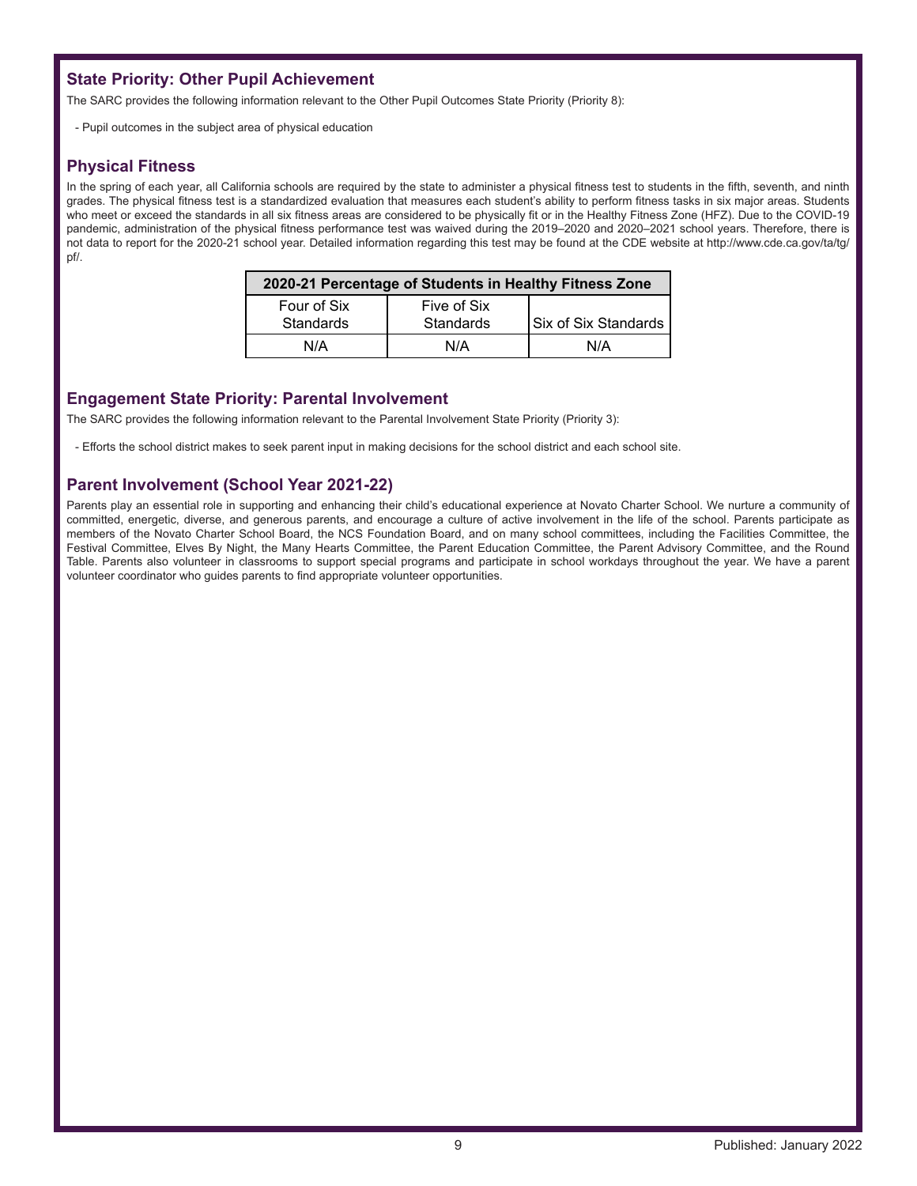## State Priority: Other Pupil Achievement

The SARC provides the following information relevant to the Other Pupil Outcomes State Priority (Priority 8):

- Pupil outcomes in the subject area of physical education

## Physical Fitness

In the spring of each year, all California schools are required by the state to administer a physical fitness test to students in the fifth, seventh, and ninth grades. The physical fitness test is a standardized evaluation that measures each student's ability to perform fitness tasks in six major areas. Students who meet or exceed the standards in all six fitness areas are considered to be physically fit or in the Healthy Fitness Zone (HFZ). Due to the COVID-19 pandemic, administration of the physical fitness performance test was waived during the 2019–2020 and 2020–2021 school years. Therefore, there is not data to report for the 2020-21 school year. Detailed information regarding this test may be found at the CDE website at http://www.cde.ca.gov/ta/tg/pf/.

| 2020-21 Percentage of Students in Healthy Fitness Zone | | |
|---|---|---|
| Four of Six Standards | Five of Six Standards | Six of Six Standards |
| N/A | N/A | N/A |

## Engagement State Priority: Parental Involvement

The SARC provides the following information relevant to the Parental Involvement State Priority (Priority 3):

- Efforts the school district makes to seek parent input in making decisions for the school district and each school site.

## Parent Involvement (School Year 2021-22)

Parents play an essential role in supporting and enhancing their child's educational experience at Novato Charter School. We nurture a community of committed, energetic, diverse, and generous parents, and encourage a culture of active involvement in the life of the school. Parents participate as members of the Novato Charter School Board, the NCS Foundation Board, and on many school committees, including the Facilities Committee, the Festival Committee, Elves By Night, the Many Hearts Committee, the Parent Education Committee, the Parent Advisory Committee, and the Round Table. Parents also volunteer in classrooms to support special programs and participate in school workdays throughout the year. We have a parent volunteer coordinator who guides parents to find appropriate volunteer opportunities.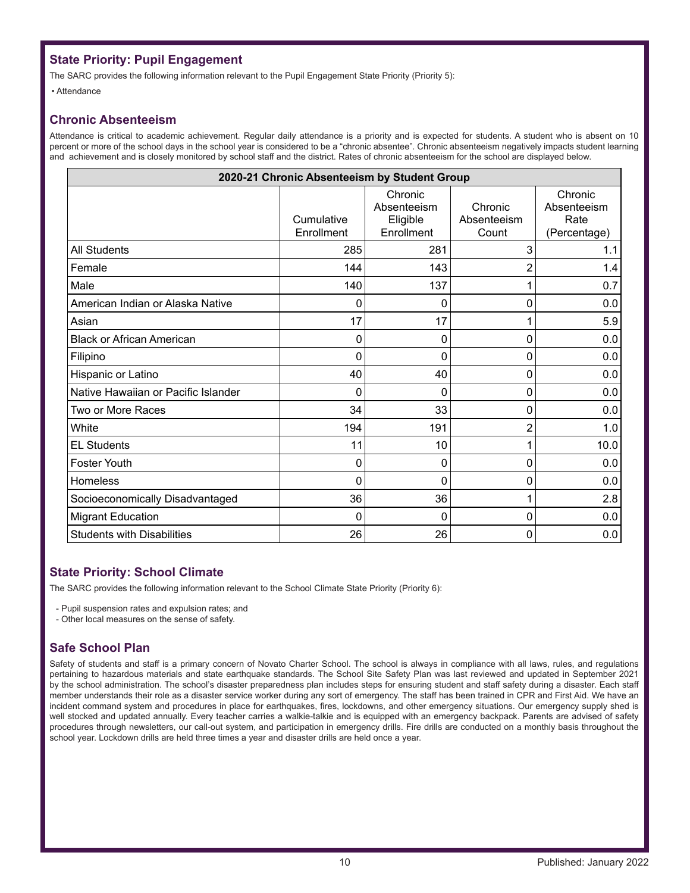## State Priority: Pupil Engagement

The SARC provides the following information relevant to the Pupil Engagement State Priority (Priority 5):

- Attendance

## Chronic Absenteeism

Attendance is critical to academic achievement. Regular daily attendance is a priority and is expected for students. A student who is absent on 10 percent or more of the school days in the school year is considered to be a "chronic absentee". Chronic absenteeism negatively impacts student learning and achievement and is closely monitored by school staff and the district. Rates of chronic absenteeism for the school are displayed below.

| 2020-21 Chronic Absenteeism by Student Group | | | | |
|---|---|---|---|---|
| | Cumulative Enrollment | Chronic Absenteeism Eligible Enrollment | Chronic Absenteeism Count | Chronic Absenteeism Rate (Percentage) |
| All Students | 285 | 281 | 3 | 1.1 |
| Female | 144 | 143 | 2 | 1.4 |
| Male | 140 | 137 | 1 | 0.7 |
| American Indian or Alaska Native | 0 | 0 | 0 | 0.0 |
| Asian | 17 | 17 | 1 | 5.9 |
| Black or African American | 0 | 0 | 0 | 0.0 |
| Filipino | 0 | 0 | 0 | 0.0 |
| Hispanic or Latino | 40 | 40 | 0 | 0.0 |
| Native Hawaiian or Pacific Islander | 0 | 0 | 0 | 0.0 |
| Two or More Races | 34 | 33 | 0 | 0.0 |
| White | 194 | 191 | 2 | 1.0 |
| EL Students | 11 | 10 | 1 | 10.0 |
| Foster Youth | 0 | 0 | 0 | 0.0 |
| Homeless | 0 | 0 | 0 | 0.0 |
| Socioeconomically Disadvantaged | 36 | 36 | 1 | 2.8 |
| Migrant Education | 0 | 0 | 0 | 0.0 |
| Students with Disabilities | 26 | 26 | 0 | 0.0 |

## State Priority: School Climate

The SARC provides the following information relevant to the School Climate State Priority (Priority 6):

- Pupil suspension rates and expulsion rates; and
- Other local measures on the sense of safety.

## Safe School Plan

Safety of students and staff is a primary concern of Novato Charter School. The school is always in compliance with all laws, rules, and regulations pertaining to hazardous materials and state earthquake standards. The School Site Safety Plan was last reviewed and updated in September 2021 by the school administration. The school's disaster preparedness plan includes steps for ensuring student and staff safety during a disaster. Each staff member understands their role as a disaster service worker during any sort of emergency. The staff has been trained in CPR and First Aid. We have an incident command system and procedures in place for earthquakes, fires, lockdowns, and other emergency situations. Our emergency supply shed is well stocked and updated annually. Every teacher carries a walkie-talkie and is equipped with an emergency backpack. Parents are advised of safety procedures through newsletters, our call-out system, and participation in emergency drills. Fire drills are conducted on a monthly basis throughout the school year. Lockdown drills are held three times a year and disaster drills are held once a year.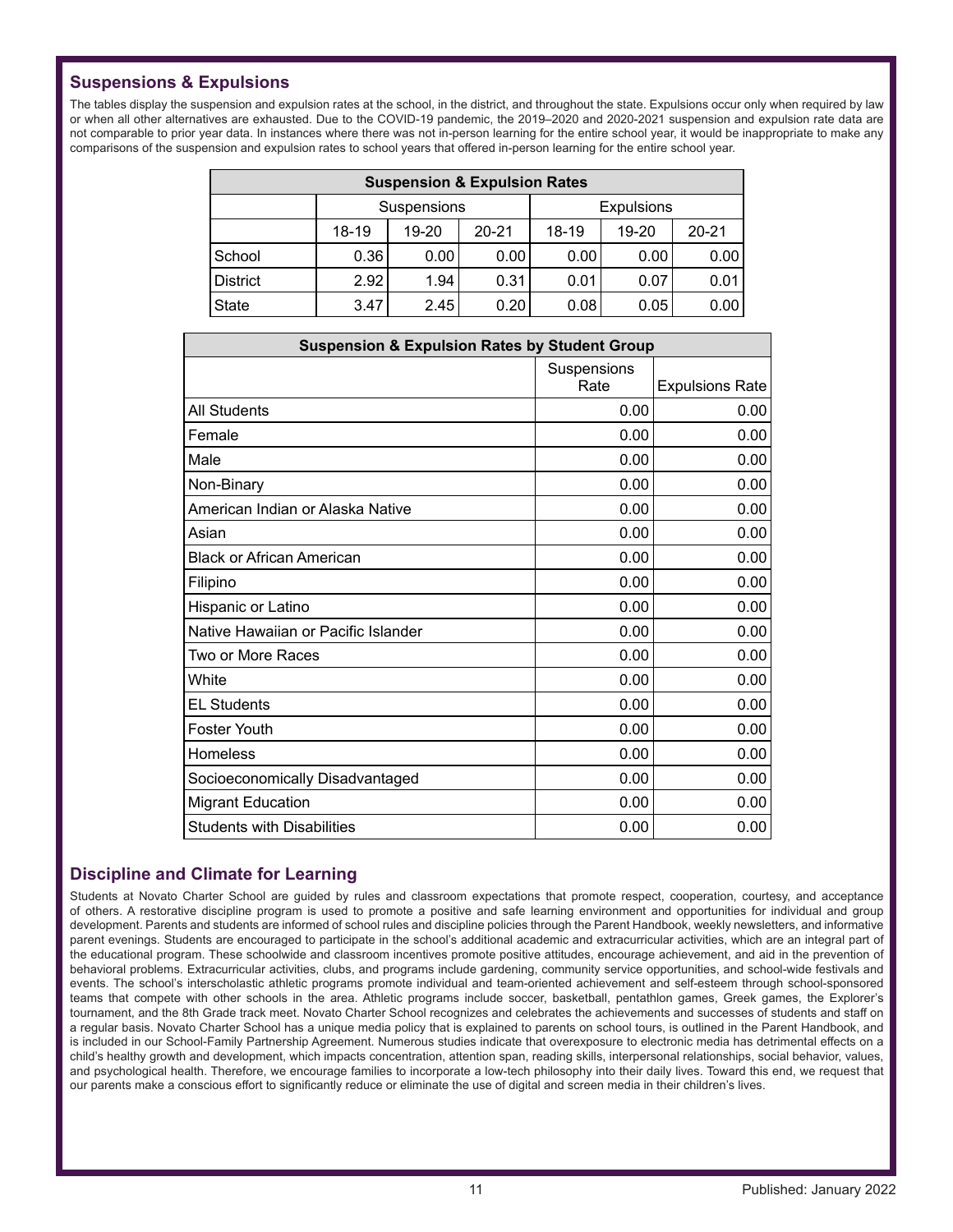## Suspensions & Expulsions

The tables display the suspension and expulsion rates at the school, in the district, and throughout the state. Expulsions occur only when required by law or when all other alternatives are exhausted. Due to the COVID-19 pandemic, the 2019–2020 and 2020-2021 suspension and expulsion rate data are not comparable to prior year data. In instances where there was not in-person learning for the entire school year, it would be inappropriate to make any comparisons of the suspension and expulsion rates to school years that offered in-person learning for the entire school year.

| Suspension & Expulsion Rates | | | | | | |
|---|---|---|---|---|---|---|
| | Suspensions | | | Expulsions | | |
| | 18-19 | 19-20 | 20-21 | 18-19 | 19-20 | 20-21 |
| School | 0.36 | 0.00 | 0.00 | 0.00 | 0.00 | 0.00 |
| District | 2.92 | 1.94 | 0.31 | 0.01 | 0.07 | 0.01 |
| State | 3.47 | 2.45 | 0.20 | 0.08 | 0.05 | 0.00 |

| Suspension & Expulsion Rates by Student Group | | |
|---|---|---|
| | Suspensions Rate | Expulsions Rate |
| All Students | 0.00 | 0.00 |
| Female | 0.00 | 0.00 |
| Male | 0.00 | 0.00 |
| Non-Binary | 0.00 | 0.00 |
| American Indian or Alaska Native | 0.00 | 0.00 |
| Asian | 0.00 | 0.00 |
| Black or African American | 0.00 | 0.00 |
| Filipino | 0.00 | 0.00 |
| Hispanic or Latino | 0.00 | 0.00 |
| Native Hawaiian or Pacific Islander | 0.00 | 0.00 |
| Two or More Races | 0.00 | 0.00 |
| White | 0.00 | 0.00 |
| EL Students | 0.00 | 0.00 |
| Foster Youth | 0.00 | 0.00 |
| Homeless | 0.00 | 0.00 |
| Socioeconomically Disadvantaged | 0.00 | 0.00 |
| Migrant Education | 0.00 | 0.00 |
| Students with Disabilities | 0.00 | 0.00 |

## Discipline and Climate for Learning

Students at Novato Charter School are guided by rules and classroom expectations that promote respect, cooperation, courtesy, and acceptance of others. A restorative discipline program is used to promote a positive and safe learning environment and opportunities for individual and group development. Parents and students are informed of school rules and discipline policies through the Parent Handbook, weekly newsletters, and informative parent evenings. Students are encouraged to participate in the school's additional academic and extracurricular activities, which are an integral part of the educational program. These schoolwide and classroom incentives promote positive attitudes, encourage achievement, and aid in the prevention of behavioral problems. Extracurricular activities, clubs, and programs include gardening, community service opportunities, and school-wide festivals and events. The school's interscholastic athletic programs promote individual and team-oriented achievement and self-esteem through school-sponsored teams that compete with other schools in the area. Athletic programs include soccer, basketball, pentathlon games, Greek games, the Explorer's tournament, and the 8th Grade track meet. Novato Charter School recognizes and celebrates the achievements and successes of students and staff on a regular basis. Novato Charter School has a unique media policy that is explained to parents on school tours, is outlined in the Parent Handbook, and is included in our School-Family Partnership Agreement. Numerous studies indicate that overexposure to electronic media has detrimental effects on a child's healthy growth and development, which impacts concentration, attention span, reading skills, interpersonal relationships, social behavior, values, and psychological health. Therefore, we encourage families to incorporate a low-tech philosophy into their daily lives. Toward this end, we request that our parents make a conscious effort to significantly reduce or eliminate the use of digital and screen media in their children's lives.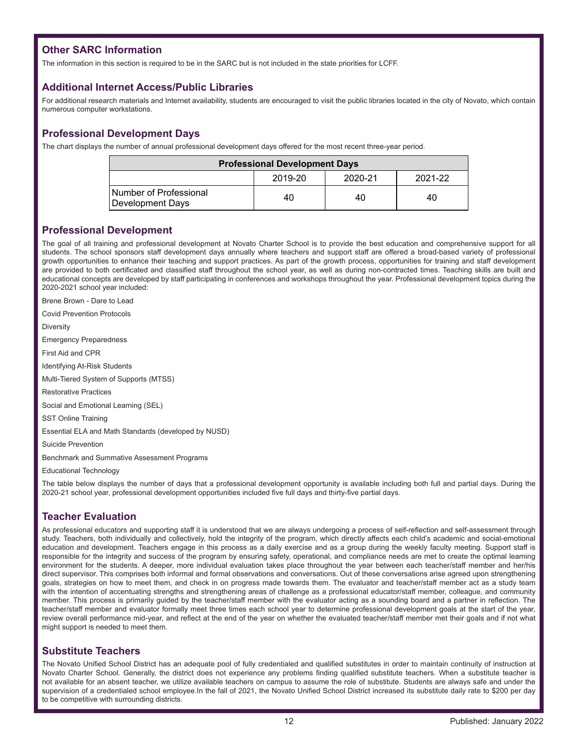## Other SARC Information

The information in this section is required to be in the SARC but is not included in the state priorities for LCFF.

## Additional Internet Access/Public Libraries

For additional research materials and Internet availability, students are encouraged to visit the public libraries located in the city of Novato, which contain numerous computer workstations.

## Professional Development Days

The chart displays the number of annual professional development days offered for the most recent three-year period.

| Professional Development Days | | | |
|---|---|---|---|
| | 2019-20 | 2020-21 | 2021-22 |
| Number of Professional Development Days | 40 | 40 | 40 |

## Professional Development

The goal of all training and professional development at Novato Charter School is to provide the best education and comprehensive support for all students. The school sponsors staff development days annually where teachers and support staff are offered a broad-based variety of professional growth opportunities to enhance their teaching and support practices. As part of the growth process, opportunities for training and staff development are provided to both certificated and classified staff throughout the school year, as well as during non-contracted times. Teaching skills are built and educational concepts are developed by staff participating in conferences and workshops throughout the year. Professional development topics during the 2020-2021 school year included:

Brene Brown - Dare to Lead

Covid Prevention Protocols

Diversity

Emergency Preparedness

First Aid and CPR

Identifying At-Risk Students

Multi-Tiered System of Supports (MTSS)

Restorative Practices

Social and Emotional Learning (SEL)

SST Online Training

Essential ELA and Math Standards (developed by NUSD)

Suicide Prevention

Benchmark and Summative Assessment Programs

Educational Technology

The table below displays the number of days that a professional development opportunity is available including both full and partial days. During the 2020-21 school year, professional development opportunities included five full days and thirty-five partial days.

## Teacher Evaluation

As professional educators and supporting staff it is understood that we are always undergoing a process of self-reflection and self-assessment through study. Teachers, both individually and collectively, hold the integrity of the program, which directly affects each child's academic and social-emotional education and development. Teachers engage in this process as a daily exercise and as a group during the weekly faculty meeting. Support staff is responsible for the integrity and success of the program by ensuring safety, operational, and compliance needs are met to create the optimal learning environment for the students. A deeper, more individual evaluation takes place throughout the year between each teacher/staff member and her/his direct supervisor. This comprises both informal and formal observations and conversations. Out of these conversations arise agreed upon strengthening goals, strategies on how to meet them, and check in on progress made towards them. The evaluator and teacher/staff member act as a study team with the intention of accentuating strengths and strengthening areas of challenge as a professional educator/staff member, colleague, and community member. This process is primarily guided by the teacher/staff member with the evaluator acting as a sounding board and a partner in reflection. The teacher/staff member and evaluator formally meet three times each school year to determine professional development goals at the start of the year, review overall performance mid-year, and reflect at the end of the year on whether the evaluated teacher/staff member met their goals and if not what might support is needed to meet them.

## Substitute Teachers

The Novato Unified School District has an adequate pool of fully credentialed and qualified substitutes in order to maintain continuity of instruction at Novato Charter School. Generally, the district does not experience any problems finding qualified substitute teachers. When a substitute teacher is not available for an absent teacher, we utilize available teachers on campus to assume the role of substitute. Students are always safe and under the supervision of a credentialed school employee.In the fall of 2021, the Novato Unified School District increased its substitute daily rate to $200 per day to be competitive with surrounding districts.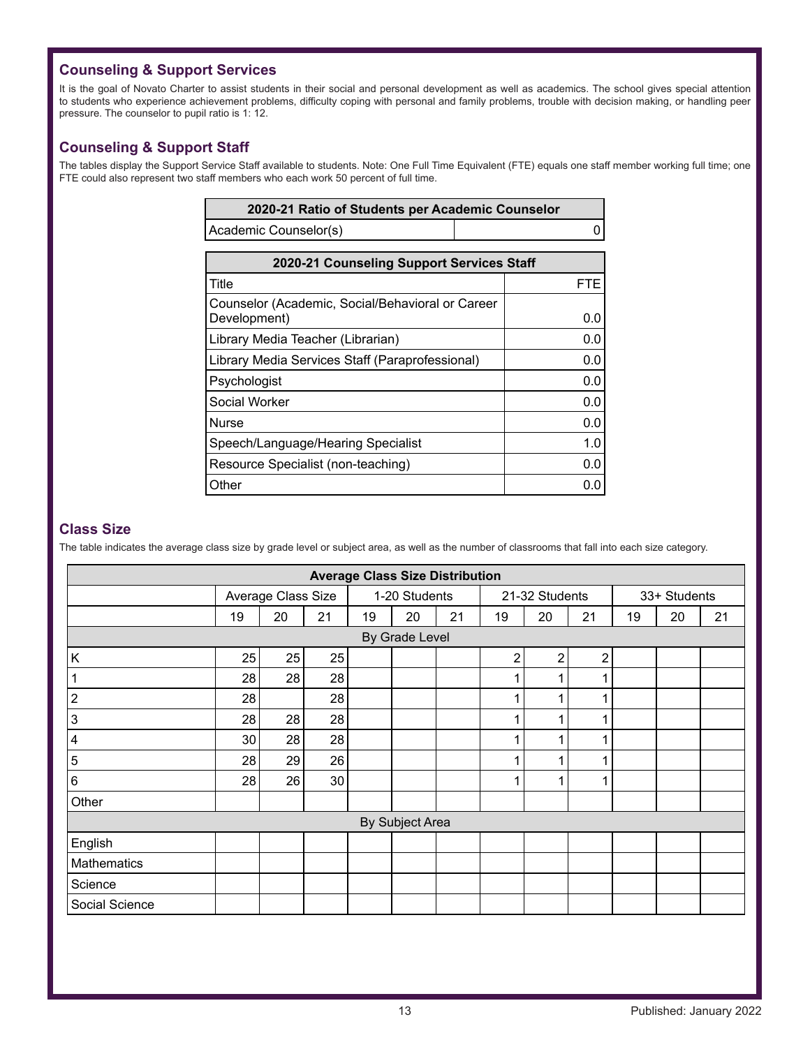## Counseling & Support Services

It is the goal of Novato Charter to assist students in their social and personal development as well as academics. The school gives special attention to students who experience achievement problems, difficulty coping with personal and family problems, trouble with decision making, or handling peer pressure. The counselor to pupil ratio is 1: 12.

## Counseling & Support Staff

The tables display the Support Service Staff available to students. Note: One Full Time Equivalent (FTE) equals one staff member working full time; one FTE could also represent two staff members who each work 50 percent of full time.

| 2020-21 Ratio of Students per Academic Counselor | |
|---|---|
| Academic Counselor(s) | 0 |

| 2020-21 Counseling Support Services Staff | |
|---|---|
| Title | FTE |
| Counselor (Academic, Social/Behavioral or Career Development) | 0.0 |
| Library Media Teacher (Librarian) | 0.0 |
| Library Media Services Staff (Paraprofessional) | 0.0 |
| Psychologist | 0.0 |
| Social Worker | 0.0 |
| Nurse | 0.0 |
| Speech/Language/Hearing Specialist | 1.0 |
| Resource Specialist (non-teaching) | 0.0 |
| Other | 0.0 |

## Class Size

The table indicates the average class size by grade level or subject area, as well as the number of classrooms that fall into each size category.

| Average Class Size Distribution | | | | | | | | | | | | |
|---|---|---|---|---|---|---|---|---|---|---|---|---|
| | Average Class Size | | | 1-20 Students | | | 21-32 Students | | | 33+ Students | | |
| | 19 | 20 | 21 | 19 | 20 | 21 | 19 | 20 | 21 | 19 | 20 | 21 |
| By Grade Level | | | | | | | | | | | | |
| K | 25 | 25 | 25 | | | | 2 | 2 | 2 | | | |
| 1 | 28 | 28 | 28 | | | | 1 | 1 | 1 | | | |
| 2 | 28 | | 28 | | | | 1 | 1 | 1 | | | |
| 3 | 28 | 28 | 28 | | | | 1 | 1 | 1 | | | |
| 4 | 30 | 28 | 28 | | | | 1 | 1 | 1 | | | |
| 5 | 28 | 29 | 26 | | | | 1 | 1 | 1 | | | |
| 6 | 28 | 26 | 30 | | | | 1 | 1 | 1 | | | |
| Other | | | | | | | | | | | | |
| By Subject Area | | | | | | | | | | | | |
| English | | | | | | | | | | | | |
| Mathematics | | | | | | | | | | | | |
| Science | | | | | | | | | | | | |
| Social Science | | | | | | | | | | | | |

Published: January 2022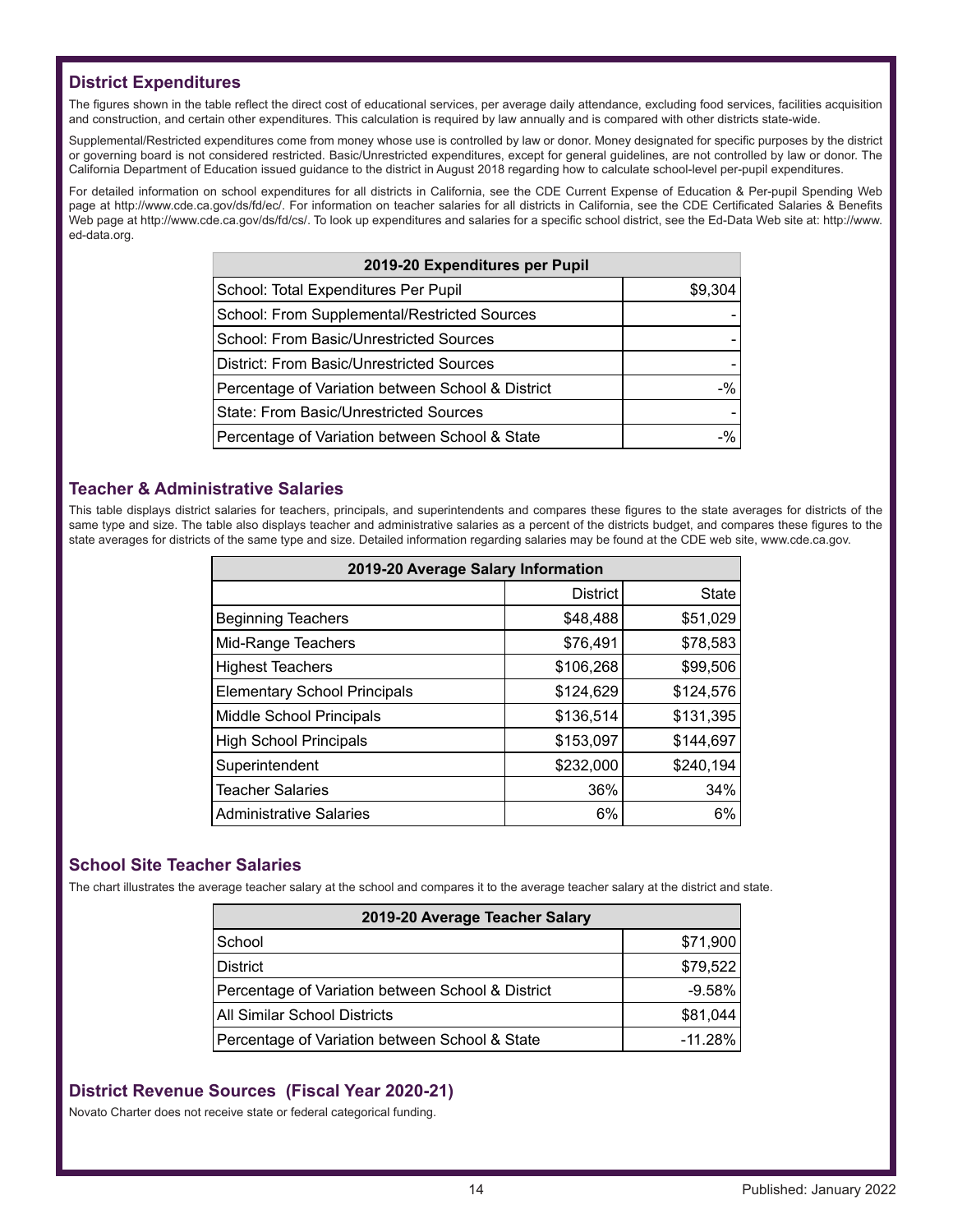## District Expenditures

The figures shown in the table reflect the direct cost of educational services, per average daily attendance, excluding food services, facilities acquisition and construction, and certain other expenditures. This calculation is required by law annually and is compared with other districts state-wide.

Supplemental/Restricted expenditures come from money whose use is controlled by law or donor. Money designated for specific purposes by the district or governing board is not considered restricted. Basic/Unrestricted expenditures, except for general guidelines, are not controlled by law or donor. The California Department of Education issued guidance to the district in August 2018 regarding how to calculate school-level per-pupil expenditures.

For detailed information on school expenditures for all districts in California, see the CDE Current Expense of Education & Per-pupil Spending Web page at http://www.cde.ca.gov/ds/fd/ec/. For information on teacher salaries for all districts in California, see the CDE Certificated Salaries & Benefits Web page at http://www.cde.ca.gov/ds/fd/cs/. To look up expenditures and salaries for a specific school district, see the Ed-Data Web site at: http://www.ed-data.org.

| 2019-20 Expenditures per Pupil | |
|---|---|
| School: Total Expenditures Per Pupil | $9,304 |
| School: From Supplemental/Restricted Sources | - |
| School: From Basic/Unrestricted Sources | - |
| District: From Basic/Unrestricted Sources | - |
| Percentage of Variation between School & District | -% |
| State: From Basic/Unrestricted Sources | - |
| Percentage of Variation between School & State | -% |

## Teacher & Administrative Salaries

This table displays district salaries for teachers, principals, and superintendents and compares these figures to the state averages for districts of the same type and size. The table also displays teacher and administrative salaries as a percent of the districts budget, and compares these figures to the state averages for districts of the same type and size. Detailed information regarding salaries may be found at the CDE web site, www.cde.ca.gov.

| 2019-20 Average Salary Information | | |
|---|---|---|
| | District | State |
| Beginning Teachers | $48,488 | $51,029 |
| Mid-Range Teachers | $76,491 | $78,583 |
| Highest Teachers | $106,268 | $99,506 |
| Elementary School Principals | $124,629 | $124,576 |
| Middle School Principals | $136,514 | $131,395 |
| High School Principals | $153,097 | $144,697 |
| Superintendent | $232,000 | $240,194 |
| Teacher Salaries | 36% | 34% |
| Administrative Salaries | 6% | 6% |

## School Site Teacher Salaries

The chart illustrates the average teacher salary at the school and compares it to the average teacher salary at the district and state.

| 2019-20 Average Teacher Salary | |
|---|---|
| School | $71,900 |
| District | $79,522 |
| Percentage of Variation between School & District | -9.58% |
| All Similar School Districts | $81,044 |
| Percentage of Variation between School & State | -11.28% |

## District Revenue Sources (Fiscal Year 2020-21)

Novato Charter does not receive state or federal categorical funding.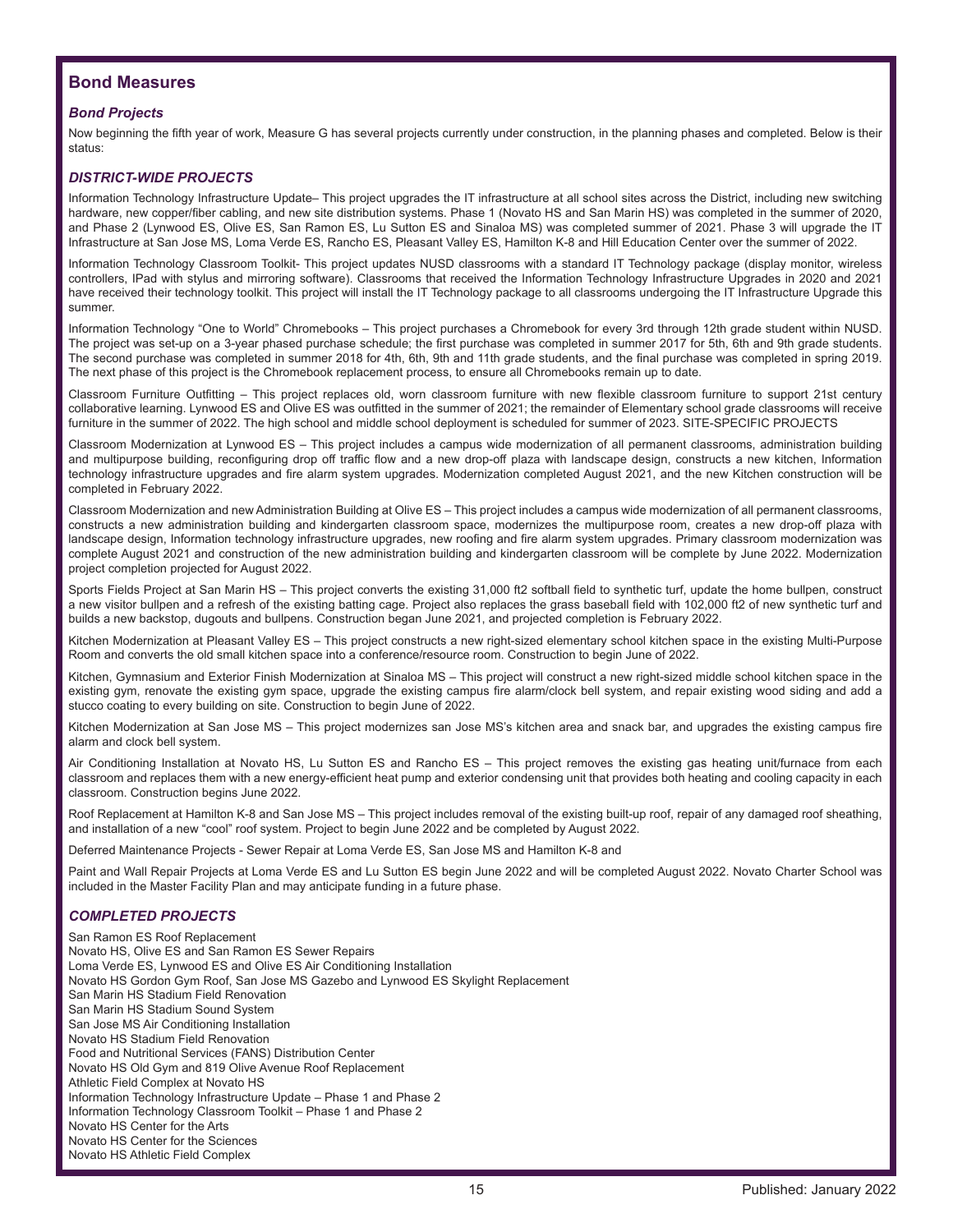## Bond Measures

### *Bond Projects*

Now beginning the fifth year of work, Measure G has several projects currently under construction, in the planning phases and completed. Below is their status:

### *DISTRICT-WIDE PROJECTS*

Information Technology Infrastructure Update– This project upgrades the IT infrastructure at all school sites across the District, including new switching hardware, new copper/fiber cabling, and new site distribution systems. Phase 1 (Novato HS and San Marin HS) was completed in the summer of 2020, and Phase 2 (Lynwood ES, Olive ES, San Ramon ES, Lu Sutton ES and Sinaloa MS) was completed summer of 2021. Phase 3 will upgrade the IT Infrastructure at San Jose MS, Loma Verde ES, Rancho ES, Pleasant Valley ES, Hamilton K-8 and Hill Education Center over the summer of 2022.

Information Technology Classroom Toolkit- This project updates NUSD classrooms with a standard IT Technology package (display monitor, wireless controllers, IPad with stylus and mirroring software). Classrooms that received the Information Technology Infrastructure Upgrades in 2020 and 2021 have received their technology toolkit. This project will install the IT Technology package to all classrooms undergoing the IT Infrastructure Upgrade this summer.

Information Technology "One to World" Chromebooks – This project purchases a Chromebook for every 3rd through 12th grade student within NUSD. The project was set-up on a 3-year phased purchase schedule; the first purchase was completed in summer 2017 for 5th, 6th and 9th grade students. The second purchase was completed in summer 2018 for 4th, 6th, 9th and 11th grade students, and the final purchase was completed in spring 2019. The next phase of this project is the Chromebook replacement process, to ensure all Chromebooks remain up to date.

Classroom Furniture Outfitting – This project replaces old, worn classroom furniture with new flexible classroom furniture to support 21st century collaborative learning. Lynwood ES and Olive ES was outfitted in the summer of 2021; the remainder of Elementary school grade classrooms will receive furniture in the summer of 2022. The high school and middle school deployment is scheduled for summer of 2023. SITE-SPECIFIC PROJECTS

Classroom Modernization at Lynwood ES – This project includes a campus wide modernization of all permanent classrooms, administration building and multipurpose building, reconfiguring drop off traffic flow and a new drop-off plaza with landscape design, constructs a new kitchen, Information technology infrastructure upgrades and fire alarm system upgrades. Modernization completed August 2021, and the new Kitchen construction will be completed in February 2022.

Classroom Modernization and new Administration Building at Olive ES – This project includes a campus wide modernization of all permanent classrooms, constructs a new administration building and kindergarten classroom space, modernizes the multipurpose room, creates a new drop-off plaza with landscape design, Information technology infrastructure upgrades, new roofing and fire alarm system upgrades. Primary classroom modernization was complete August 2021 and construction of the new administration building and kindergarten classroom will be complete by June 2022. Modernization project completion projected for August 2022.

Sports Fields Project at San Marin HS – This project converts the existing 31,000 ft2 softball field to synthetic turf, update the home bullpen, construct a new visitor bullpen and a refresh of the existing batting cage. Project also replaces the grass baseball field with 102,000 ft2 of new synthetic turf and builds a new backstop, dugouts and bullpens. Construction began June 2021, and projected completion is February 2022.

Kitchen Modernization at Pleasant Valley ES – This project constructs a new right-sized elementary school kitchen space in the existing Multi-Purpose Room and converts the old small kitchen space into a conference/resource room. Construction to begin June of 2022.

Kitchen, Gymnasium and Exterior Finish Modernization at Sinaloa MS – This project will construct a new right-sized middle school kitchen space in the existing gym, renovate the existing gym space, upgrade the existing campus fire alarm/clock bell system, and repair existing wood siding and add a stucco coating to every building on site. Construction to begin June of 2022.

Kitchen Modernization at San Jose MS – This project modernizes san Jose MS's kitchen area and snack bar, and upgrades the existing campus fire alarm and clock bell system.

Air Conditioning Installation at Novato HS, Lu Sutton ES and Rancho ES – This project removes the existing gas heating unit/furnace from each classroom and replaces them with a new energy-efficient heat pump and exterior condensing unit that provides both heating and cooling capacity in each classroom. Construction begins June 2022.

Roof Replacement at Hamilton K-8 and San Jose MS – This project includes removal of the existing built-up roof, repair of any damaged roof sheathing, and installation of a new "cool" roof system. Project to begin June 2022 and be completed by August 2022.

Deferred Maintenance Projects - Sewer Repair at Loma Verde ES, San Jose MS and Hamilton K-8 and

Paint and Wall Repair Projects at Loma Verde ES and Lu Sutton ES begin June 2022 and will be completed August 2022. Novato Charter School was included in the Master Facility Plan and may anticipate funding in a future phase.

### *COMPLETED PROJECTS*

San Ramon ES Roof Replacement
Novato HS, Olive ES and San Ramon ES Sewer Repairs
Loma Verde ES, Lynwood ES and Olive ES Air Conditioning Installation
Novato HS Gordon Gym Roof, San Jose MS Gazebo and Lynwood ES Skylight Replacement
San Marin HS Stadium Field Renovation
San Marin HS Stadium Sound System
San Jose MS Air Conditioning Installation
Novato HS Stadium Field Renovation
Food and Nutritional Services (FANS) Distribution Center
Novato HS Old Gym and 819 Olive Avenue Roof Replacement
Athletic Field Complex at Novato HS
Information Technology Infrastructure Update – Phase 1 and Phase 2
Information Technology Classroom Toolkit – Phase 1 and Phase 2
Novato HS Center for the Arts
Novato HS Center for the Sciences
Novato HS Athletic Field Complex

Published: January 2022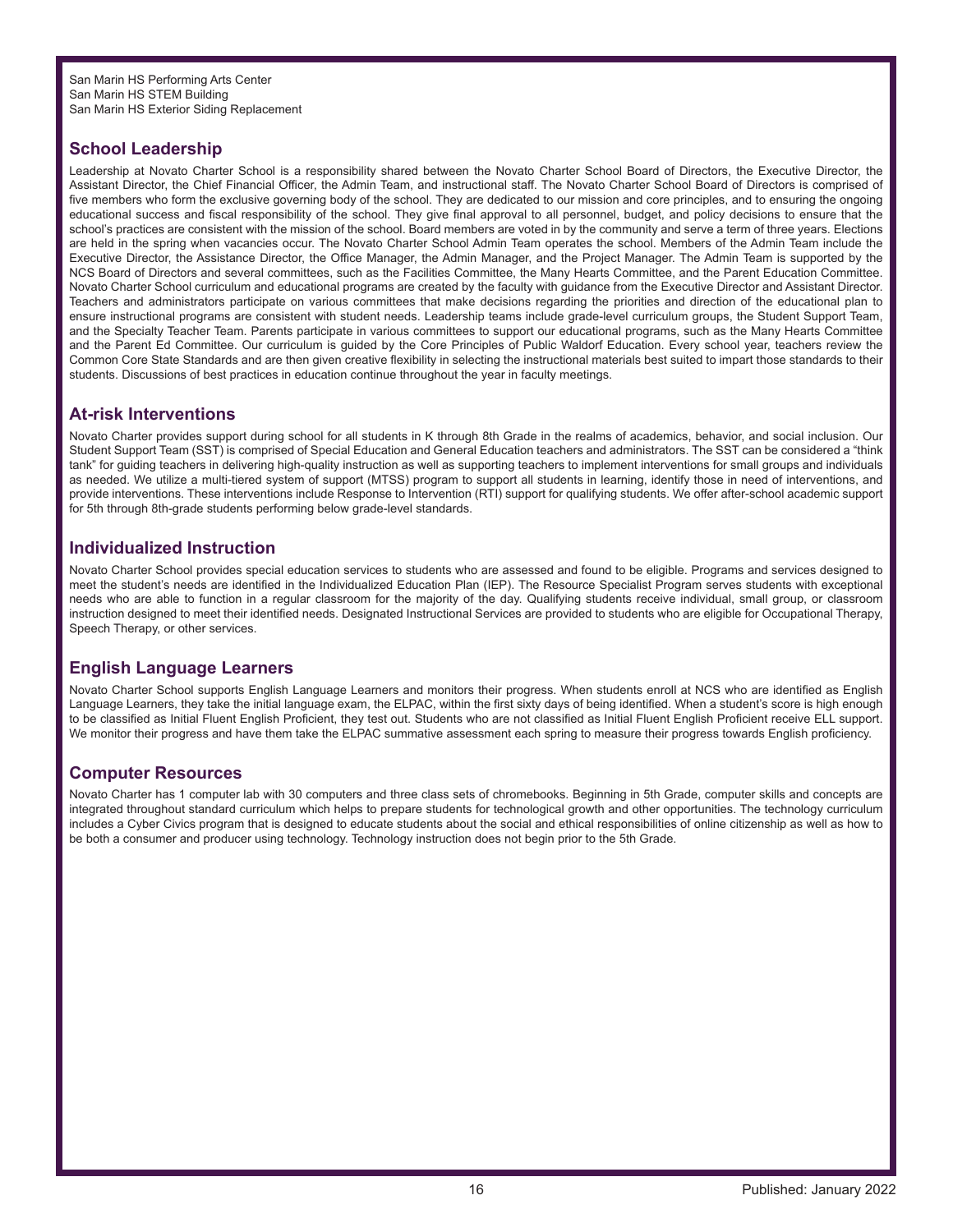San Marin HS Performing Arts Center
San Marin HS STEM Building
San Marin HS Exterior Siding Replacement

## School Leadership

Leadership at Novato Charter School is a responsibility shared between the Novato Charter School Board of Directors, the Executive Director, the Assistant Director, the Chief Financial Officer, the Admin Team, and instructional staff. The Novato Charter School Board of Directors is comprised of five members who form the exclusive governing body of the school. They are dedicated to our mission and core principles, and to ensuring the ongoing educational success and fiscal responsibility of the school. They give final approval to all personnel, budget, and policy decisions to ensure that the school's practices are consistent with the mission of the school. Board members are voted in by the community and serve a term of three years. Elections are held in the spring when vacancies occur. The Novato Charter School Admin Team operates the school. Members of the Admin Team include the Executive Director, the Assistance Director, the Office Manager, the Admin Manager, and the Project Manager. The Admin Team is supported by the NCS Board of Directors and several committees, such as the Facilities Committee, the Many Hearts Committee, and the Parent Education Committee. Novato Charter School curriculum and educational programs are created by the faculty with guidance from the Executive Director and Assistant Director. Teachers and administrators participate on various committees that make decisions regarding the priorities and direction of the educational plan to ensure instructional programs are consistent with student needs. Leadership teams include grade-level curriculum groups, the Student Support Team, and the Specialty Teacher Team. Parents participate in various committees to support our educational programs, such as the Many Hearts Committee and the Parent Ed Committee. Our curriculum is guided by the Core Principles of Public Waldorf Education. Every school year, teachers review the Common Core State Standards and are then given creative flexibility in selecting the instructional materials best suited to impart those standards to their students. Discussions of best practices in education continue throughout the year in faculty meetings.

## At-risk Interventions

Novato Charter provides support during school for all students in K through 8th Grade in the realms of academics, behavior, and social inclusion. Our Student Support Team (SST) is comprised of Special Education and General Education teachers and administrators. The SST can be considered a "think tank" for guiding teachers in delivering high-quality instruction as well as supporting teachers to implement interventions for small groups and individuals as needed. We utilize a multi-tiered system of support (MTSS) program to support all students in learning, identify those in need of interventions, and provide interventions. These interventions include Response to Intervention (RTI) support for qualifying students. We offer after-school academic support for 5th through 8th-grade students performing below grade-level standards.

## Individualized Instruction

Novato Charter School provides special education services to students who are assessed and found to be eligible. Programs and services designed to meet the student's needs are identified in the Individualized Education Plan (IEP). The Resource Specialist Program serves students with exceptional needs who are able to function in a regular classroom for the majority of the day. Qualifying students receive individual, small group, or classroom instruction designed to meet their identified needs. Designated Instructional Services are provided to students who are eligible for Occupational Therapy, Speech Therapy, or other services.

## English Language Learners

Novato Charter School supports English Language Learners and monitors their progress. When students enroll at NCS who are identified as English Language Learners, they take the initial language exam, the ELPAC, within the first sixty days of being identified. When a student's score is high enough to be classified as Initial Fluent English Proficient, they test out. Students who are not classified as Initial Fluent English Proficient receive ELL support. We monitor their progress and have them take the ELPAC summative assessment each spring to measure their progress towards English proficiency.

## Computer Resources

Novato Charter has 1 computer lab with 30 computers and three class sets of chromebooks. Beginning in 5th Grade, computer skills and concepts are integrated throughout standard curriculum which helps to prepare students for technological growth and other opportunities. The technology curriculum includes a Cyber Civics program that is designed to educate students about the social and ethical responsibilities of online citizenship as well as how to be both a consumer and producer using technology. Technology instruction does not begin prior to the 5th Grade.